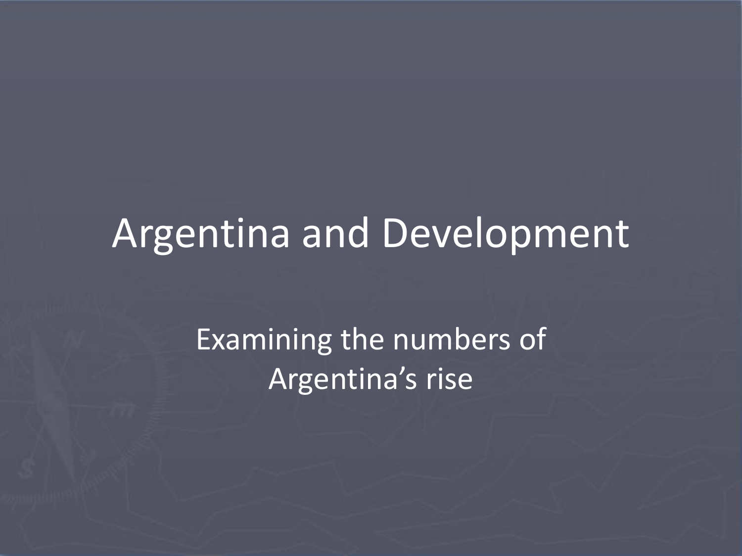# Argentina and Development

Examining the numbers of Argentina's rise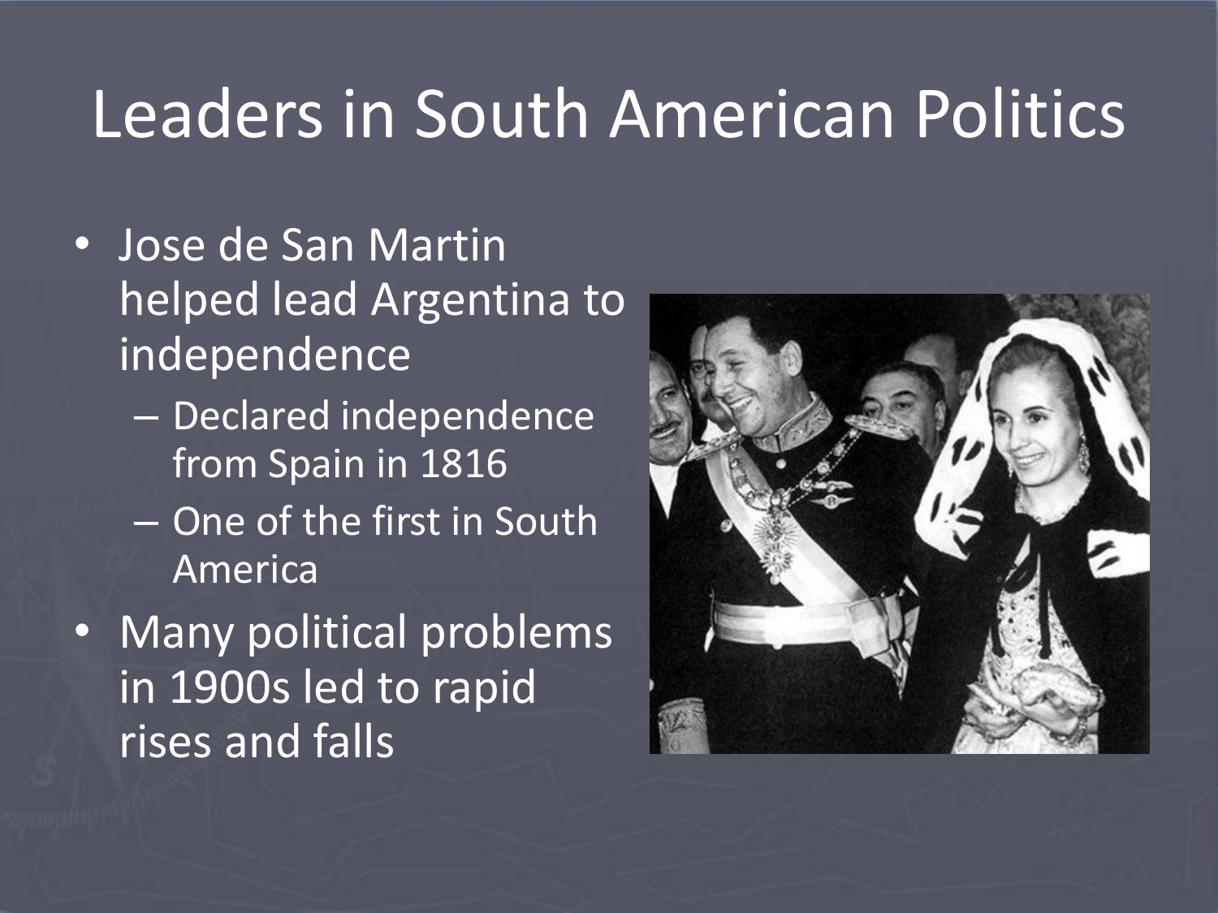# Leaders in South American Politics

- Jose de San Martin helped lead Argentina to independence
  - Declared independence from Spain in 1816
  - One of the first in South America
- Many political problems in 1900s led to rapid rises and falls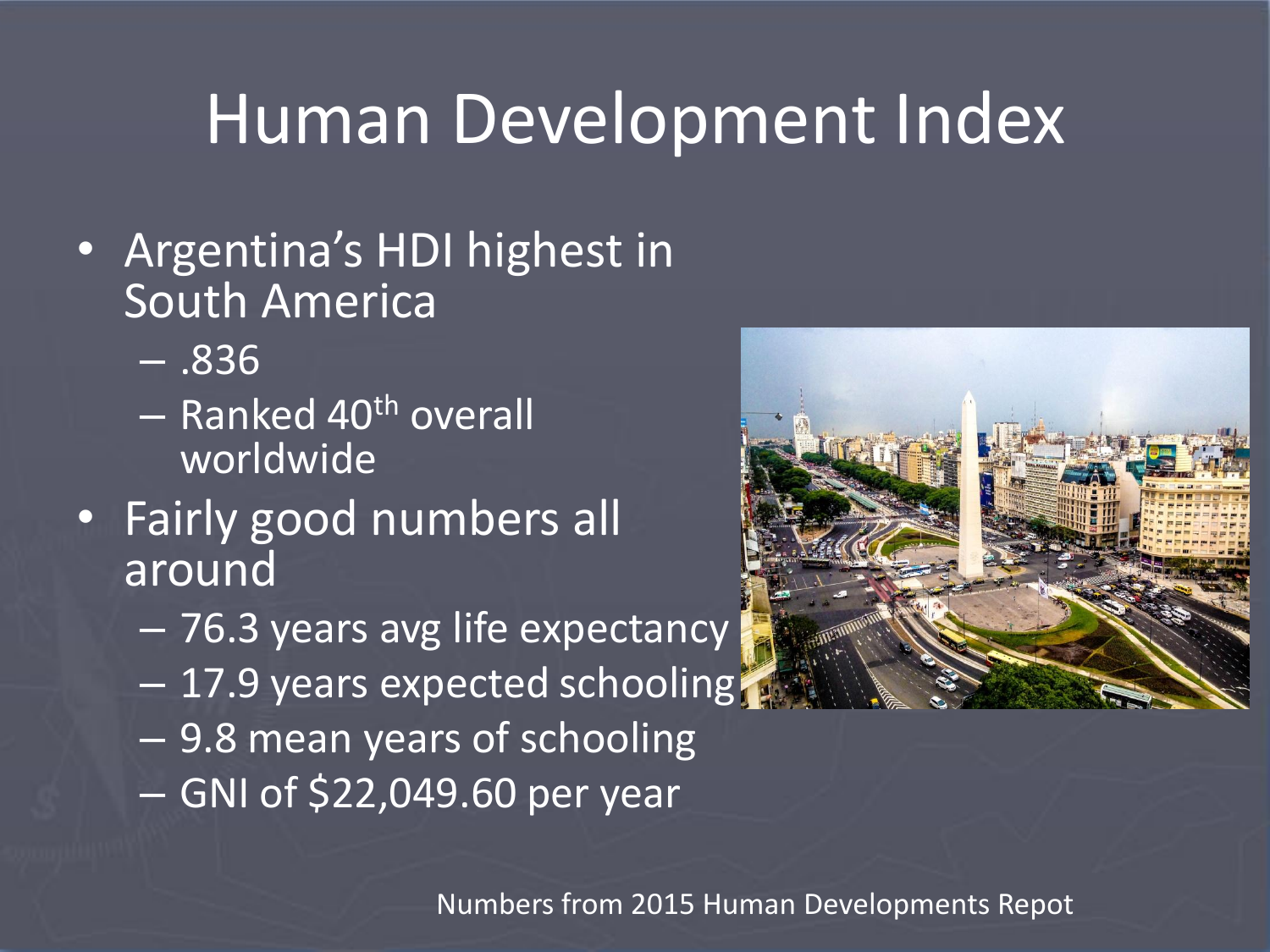# Human Development Index

- Argentina's HDI highest in South America
  - .836
  - Ranked 40th overall worldwide
- Fairly good numbers all around
  - 76.3 years avg life expectancy
  - 17.9 years expected schooling
  - 9.8 mean years of schooling
  - GNI of $22,049.60 per year

Numbers from 2015 Human Developments Repot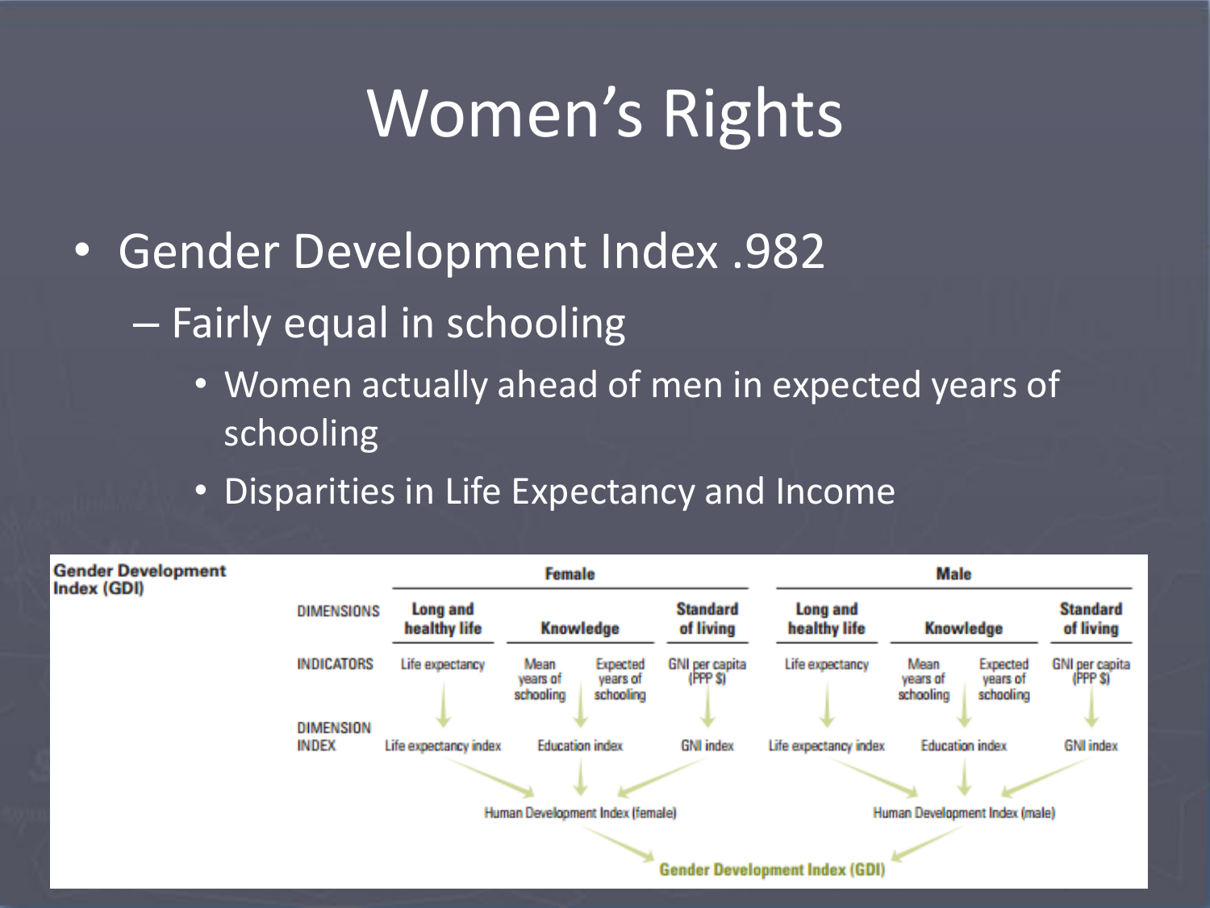# Women's Rights

- Gender Development Index .982
  - Fairly equal in schooling
    - Women actually ahead of men in expected years of schooling
    - Disparities in Life Expectancy and Income

**Gender Development Index (GDI)**

| | Female | | | | Male | | | |
|---|---|---|---|---|---|---|---|---|
| DIMENSIONS | Long and healthy life | Knowledge | | Standard of living | Long and healthy life | Knowledge | | Standard of living |
| INDICATORS | Life expectancy | Mean years of schooling | Expected years of schooling | GNI per capita (PPP $) | Life expectancy | Mean years of schooling | Expected years of schooling | GNI per capita (PPP $) |
| DIMENSION INDEX | Life expectancy index | Education index | | GNI index | Life expectancy index | Education index | | GNI index |
| | Human Development Index (female) | | | | Human Development Index (male) | | | |
| | Gender Development Index (GDI) | | | | | | | |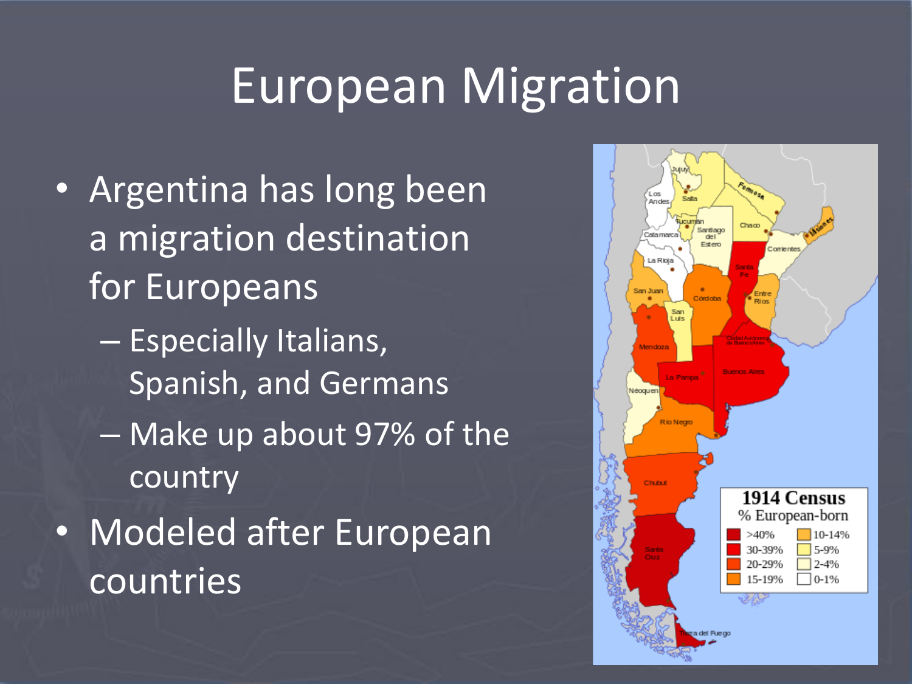# European Migration

- Argentina has long been a migration destination for Europeans
  - Especially Italians, Spanish, and Germans
  - Make up about 97% of the country
- Modeled after European countries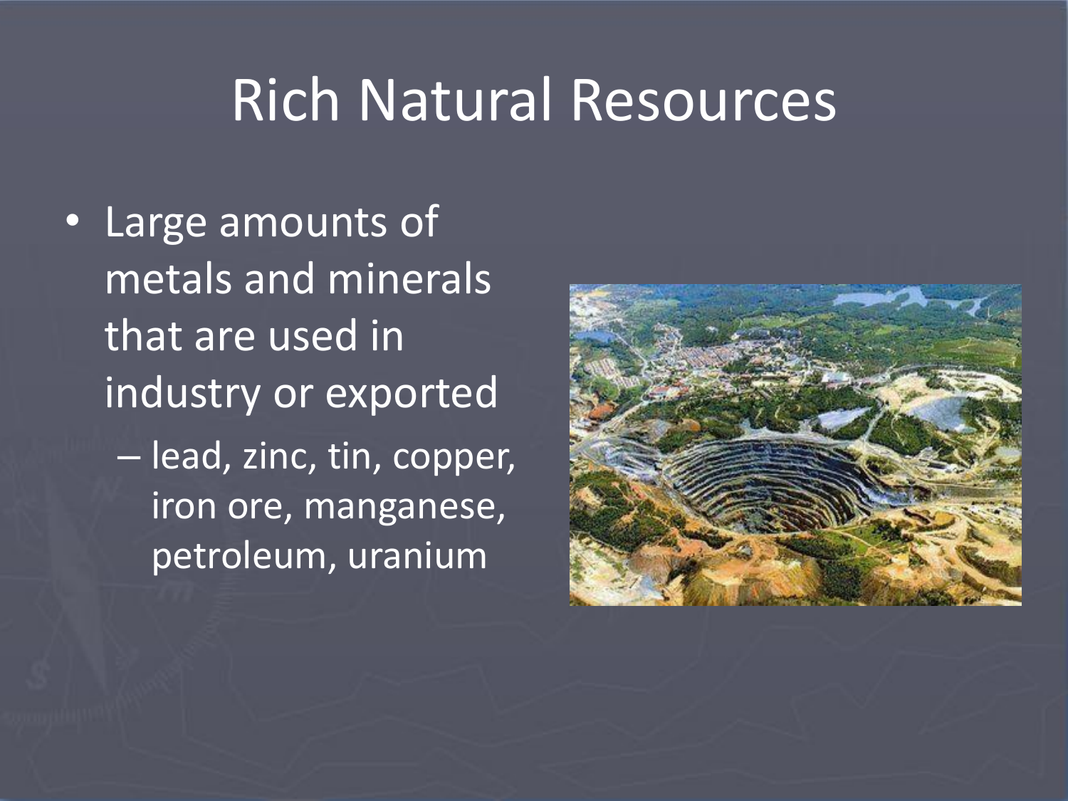# Rich Natural Resources

- Large amounts of metals and minerals that are used in industry or exported
  - lead, zinc, tin, copper, iron ore, manganese, petroleum, uranium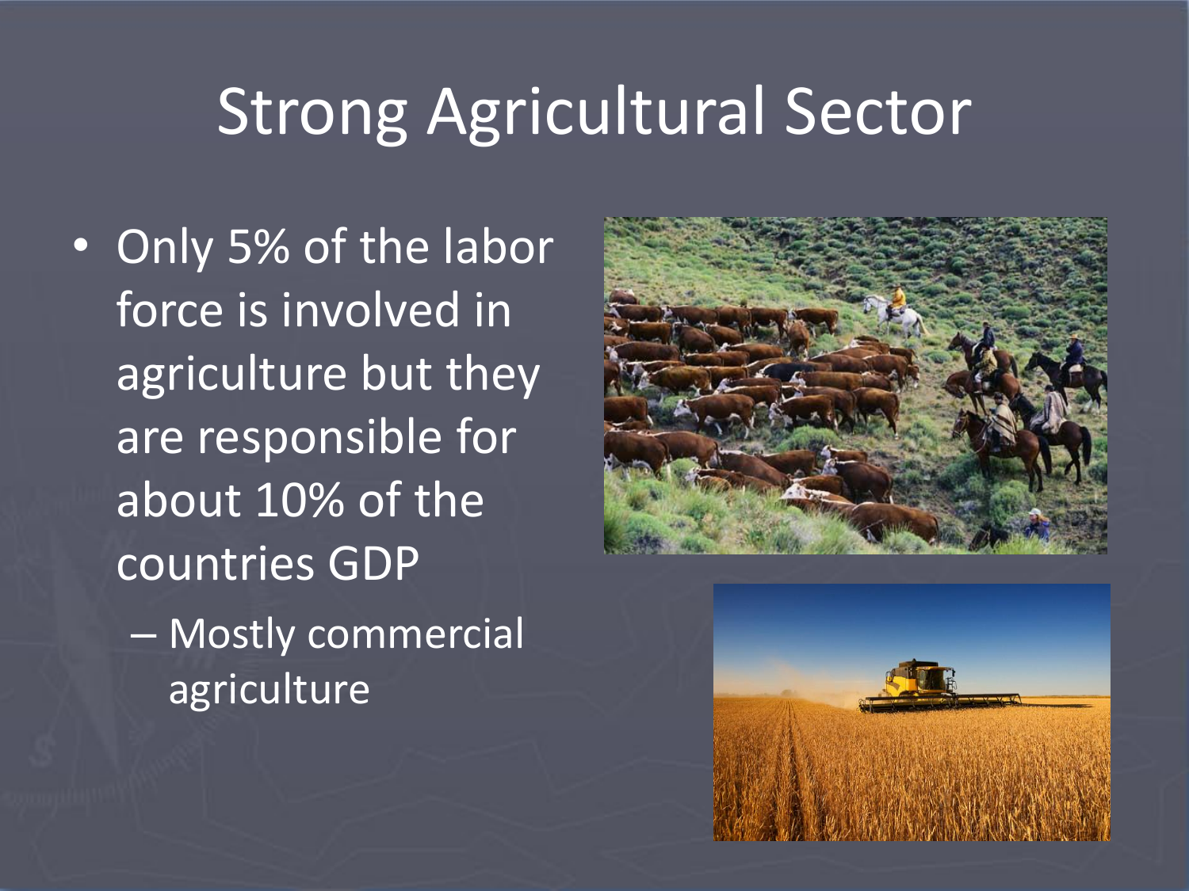# Strong Agricultural Sector

- Only 5% of the labor force is involved in agriculture but they are responsible for about 10% of the countries GDP
  - Mostly commercial agriculture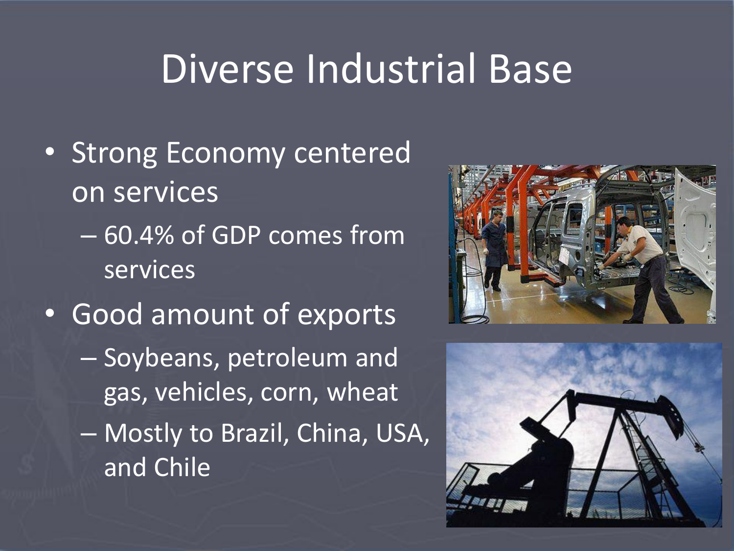# Diverse Industrial Base

- Strong Economy centered on services
  - 60.4% of GDP comes from services
- Good amount of exports
  - Soybeans, petroleum and gas, vehicles, corn, wheat
  - Mostly to Brazil, China, USA, and Chile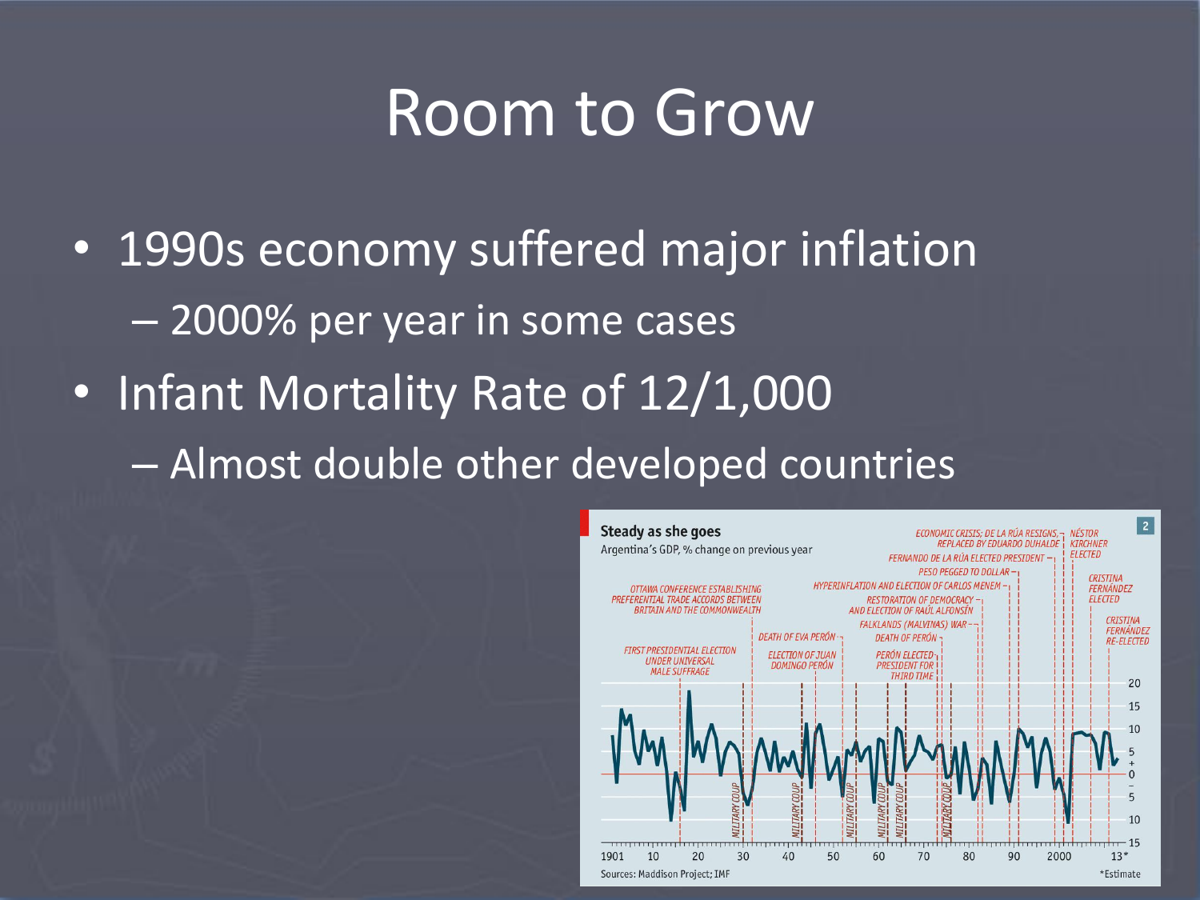# Room to Grow

- 1990s economy suffered major inflation
  - 2000% per year in some cases
- Infant Mortality Rate of 12/1,000
  - Almost double other developed countries

**Steady as she goes**

Argentina's GDP, % change on previous year

2

FIRST PRESIDENTIAL ELECTION UNDER UNIVERSAL MALE SUFFRAGE

OTTAWA CONFERENCE ESTABLISHING PREFERENTIAL TRADE ACCORDS BETWEEN BRITAIN AND THE COMMONWEALTH

DEATH OF EVA PERÓN

ELECTION OF JUAN DOMINGO PERÓN

PERÓN ELECTED PRESIDENT FOR THIRD TIME

DEATH OF PERÓN

FALKLANDS (MALVINAS) WAR

RESTORATION OF DEMOCRACY AND ELECTION OF RAÚL ALFONSÍN

HYPERINFLATION AND ELECTION OF CARLOS MENEM

PESO PEGGED TO DOLLAR

FERNANDO DE LA RÚA ELECTED PRESIDENT

ECONOMIC CRISIS; DE LA RÚA RESIGNS, REPLACED BY EDUARDO DUHALDE

NÉSTOR KIRCHNER ELECTED

CRISTINA FERNÁNDEZ ELECTED

CRISTINA FERNÁNDEZ RE-ELECTED

MILITARY COUP

MILITARY COUP

MILITARY COUP

MILITARY COUP

MILITARY COUP

MILITARY COUP

20

15

10

5

+

0

–

5

10

15

1901 10 20 30 40 50 60 70 80 90 2000 13*

Sources: Maddison Project; IMF

*Estimate